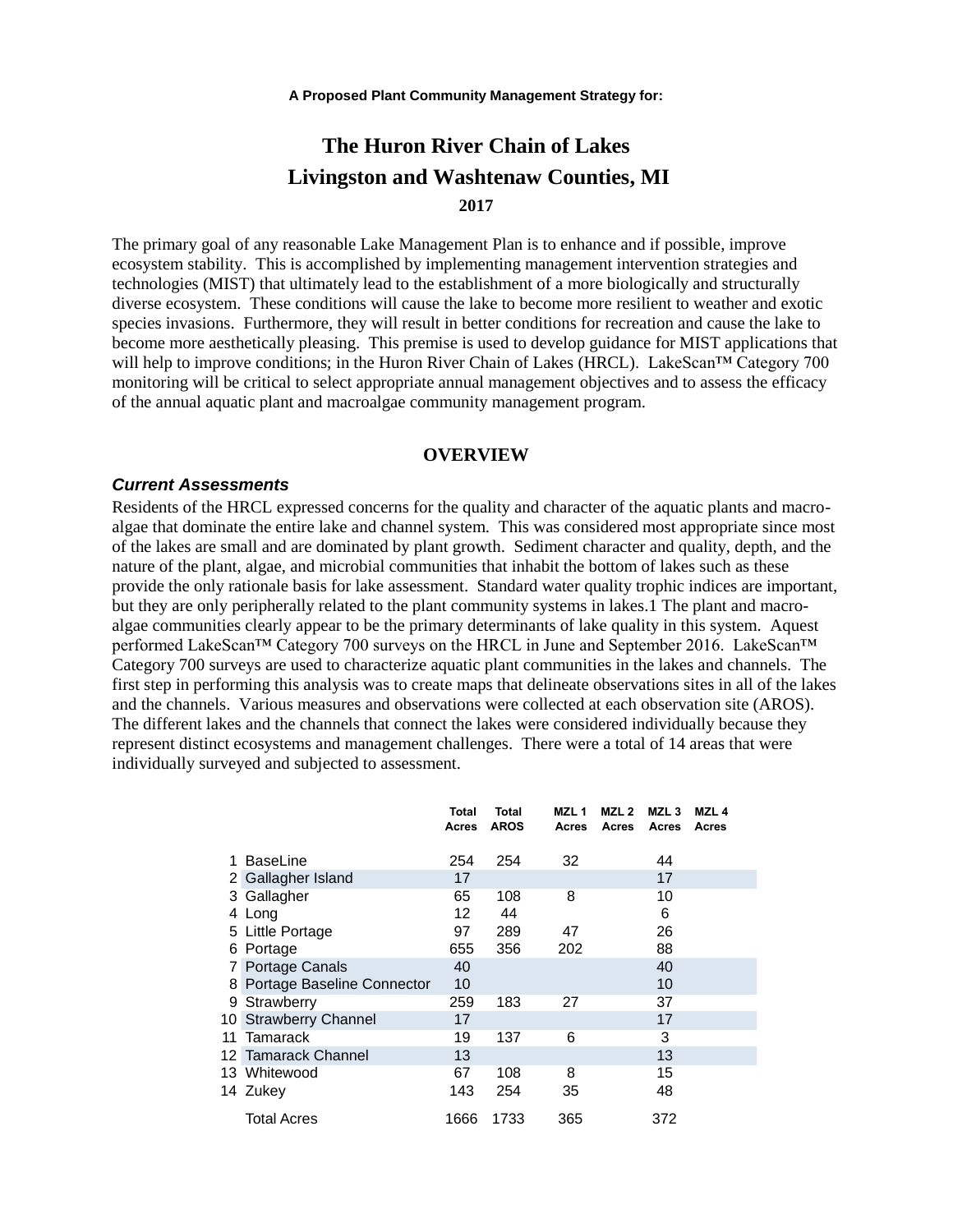**A Proposed Plant Community Management Strategy for:**

# The Huron River Chain of Lakes
# Livingston and Washtenaw Counties, MI

**2017**

The primary goal of any reasonable Lake Management Plan is to enhance and if possible, improve ecosystem stability. This is accomplished by implementing management intervention strategies and technologies (MIST) that ultimately lead to the establishment of a more biologically and structurally diverse ecosystem. These conditions will cause the lake to become more resilient to weather and exotic species invasions. Furthermore, they will result in better conditions for recreation and cause the lake to become more aesthetically pleasing. This premise is used to develop guidance for MIST applications that will help to improve conditions; in the Huron River Chain of Lakes (HRCL). LakeScan™ Category 700 monitoring will be critical to select appropriate annual management objectives and to assess the efficacy of the annual aquatic plant and macroalgae community management program.

## OVERVIEW

### *Current Assessments*

Residents of the HRCL expressed concerns for the quality and character of the aquatic plants and macro-algae that dominate the entire lake and channel system. This was considered most appropriate since most of the lakes are small and are dominated by plant growth. Sediment character and quality, depth, and the nature of the plant, algae, and microbial communities that inhabit the bottom of lakes such as these provide the only rationale basis for lake assessment. Standard water quality trophic indices are important, but they are only peripherally related to the plant community systems in lakes.1 The plant and macro-algae communities clearly appear to be the primary determinants of lake quality in this system. Aquest performed LakeScan™ Category 700 surveys on the HRCL in June and September 2016. LakeScan™ Category 700 surveys are used to characterize aquatic plant communities in the lakes and channels. The first step in performing this analysis was to create maps that delineate observations sites in all of the lakes and the channels. Various measures and observations were collected at each observation site (AROS). The different lakes and the channels that connect the lakes were considered individually because they represent distinct ecosystems and management challenges. There were a total of 14 areas that were individually surveyed and subjected to assessment.

| | | Total Acres | Total AROS | MZL 1 Acres | MZL 2 Acres | MZL 3 Acres | MZL 4 Acres |
|---|---|---|---|---|---|---|---|
| 1 | BaseLine | 254 | 254 | 32 | | 44 | |
| 2 | Gallagher Island | 17 | | | | 17 | |
| 3 | Gallagher | 65 | 108 | 8 | | 10 | |
| 4 | Long | 12 | 44 | | | 6 | |
| 5 | Little Portage | 97 | 289 | 47 | | 26 | |
| 6 | Portage | 655 | 356 | 202 | | 88 | |
| 7 | Portage Canals | 40 | | | | 40 | |
| 8 | Portage Baseline Connector | 10 | | | | 10 | |
| 9 | Strawberry | 259 | 183 | 27 | | 37 | |
| 10 | Strawberry Channel | 17 | | | | 17 | |
| 11 | Tamarack | 19 | 137 | 6 | | 3 | |
| 12 | Tamarack Channel | 13 | | | | 13 | |
| 13 | Whitewood | 67 | 108 | 8 | | 15 | |
| 14 | Zukey | 143 | 254 | 35 | | 48 | |
| | Total Acres | 1666 | 1733 | 365 | | 372 | |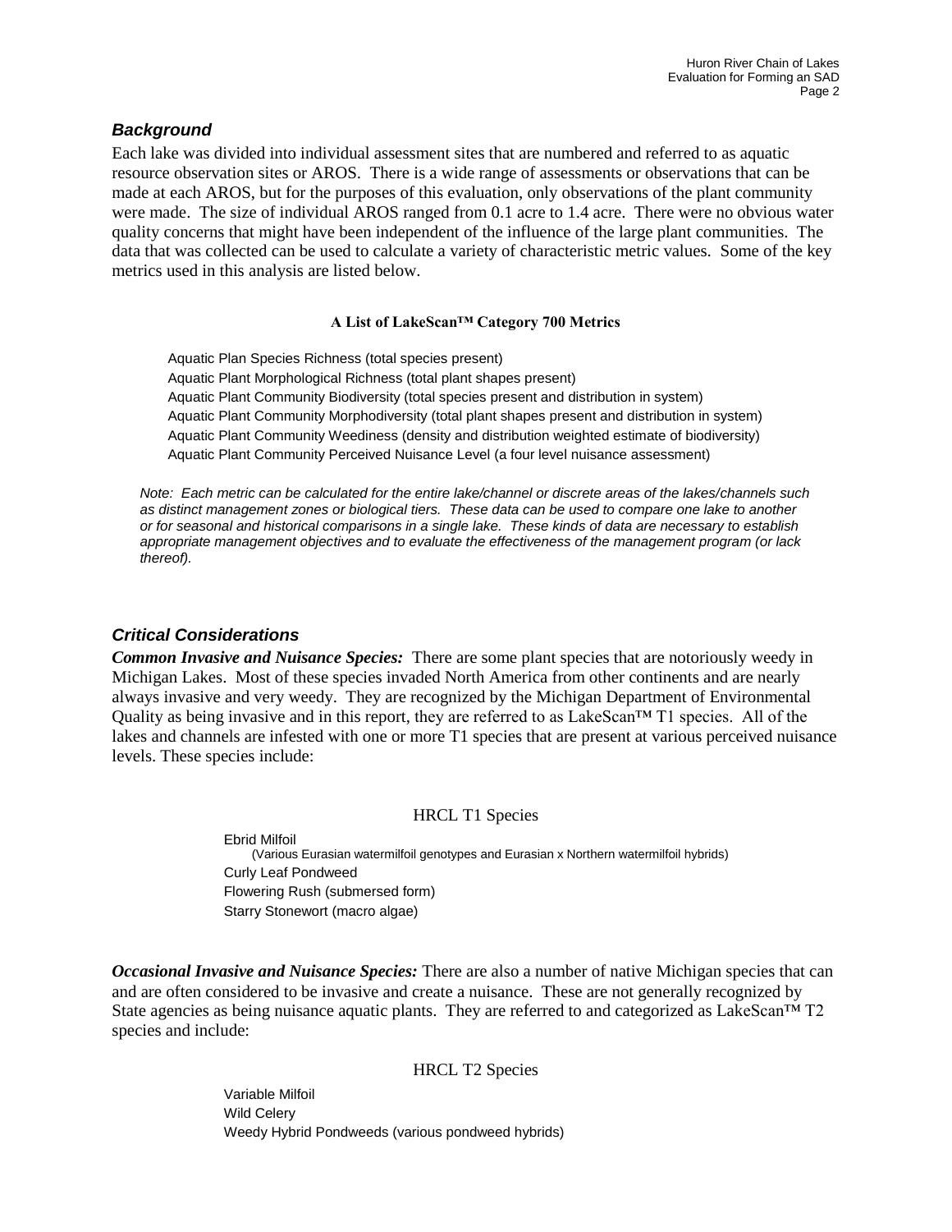### *Background*

Each lake was divided into individual assessment sites that are numbered and referred to as aquatic resource observation sites or AROS. There is a wide range of assessments or observations that can be made at each AROS, but for the purposes of this evaluation, only observations of the plant community were made. The size of individual AROS ranged from 0.1 acre to 1.4 acre. There were no obvious water quality concerns that might have been independent of the influence of the large plant communities. The data that was collected can be used to calculate a variety of characteristic metric values. Some of the key metrics used in this analysis are listed below.

**A List of LakeScan™ Category 700 Metrics**

Aquatic Plan Species Richness (total species present)
Aquatic Plant Morphological Richness (total plant shapes present)
Aquatic Plant Community Biodiversity (total species present and distribution in system)
Aquatic Plant Community Morphodiversity (total plant shapes present and distribution in system)
Aquatic Plant Community Weediness (density and distribution weighted estimate of biodiversity)
Aquatic Plant Community Perceived Nuisance Level (a four level nuisance assessment)

*Note: Each metric can be calculated for the entire lake/channel or discrete areas of the lakes/channels such as distinct management zones or biological tiers. These data can be used to compare one lake to another or for seasonal and historical comparisons in a single lake. These kinds of data are necessary to establish appropriate management objectives and to evaluate the effectiveness of the management program (or lack thereof).*

### *Critical Considerations*

***Common Invasive and Nuisance Species:*** There are some plant species that are notoriously weedy in Michigan Lakes. Most of these species invaded North America from other continents and are nearly always invasive and very weedy. They are recognized by the Michigan Department of Environmental Quality as being invasive and in this report, they are referred to as LakeScan™ T1 species. All of the lakes and channels are infested with one or more T1 species that are present at various perceived nuisance levels. These species include:

HRCL T1 Species

Ebrid Milfoil
(Various Eurasian watermilfoil genotypes and Eurasian x Northern watermilfoil hybrids)
Curly Leaf Pondweed
Flowering Rush (submersed form)
Starry Stonewort (macro algae)

***Occasional Invasive and Nuisance Species:*** There are also a number of native Michigan species that can and are often considered to be invasive and create a nuisance. These are not generally recognized by State agencies as being nuisance aquatic plants. They are referred to and categorized as LakeScan™ T2 species and include:

HRCL T2 Species

Variable Milfoil
Wild Celery
Weedy Hybrid Pondweeds (various pondweed hybrids)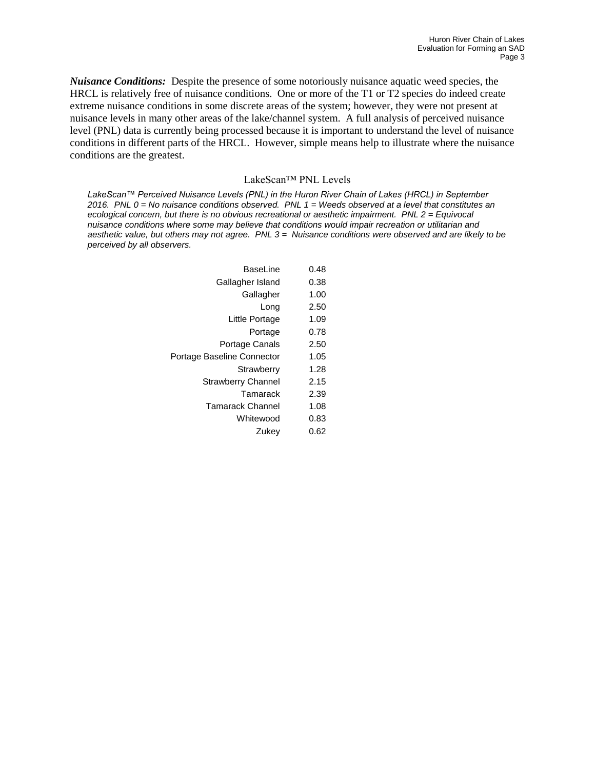***Nuisance Conditions:*** Despite the presence of some notoriously nuisance aquatic weed species, the HRCL is relatively free of nuisance conditions. One or more of the T1 or T2 species do indeed create extreme nuisance conditions in some discrete areas of the system; however, they were not present at nuisance levels in many other areas of the lake/channel system. A full analysis of perceived nuisance level (PNL) data is currently being processed because it is important to understand the level of nuisance conditions in different parts of the HRCL. However, simple means help to illustrate where the nuisance conditions are the greatest.

LakeScan™ PNL Levels

*LakeScan™ Perceived Nuisance Levels (PNL) in the Huron River Chain of Lakes (HRCL) in September 2016. PNL 0 = No nuisance conditions observed. PNL 1 = Weeds observed at a level that constitutes an ecological concern, but there is no obvious recreational or aesthetic impairment. PNL 2 = Equivocal nuisance conditions where some may believe that conditions would impair recreation or utilitarian and aesthetic value, but others may not agree. PNL 3 = Nuisance conditions were observed and are likely to be perceived by all observers.*

| Location | PNL |
|---|---|
| BaseLine | 0.48 |
| Gallagher Island | 0.38 |
| Gallagher | 1.00 |
| Long | 2.50 |
| Little Portage | 1.09 |
| Portage | 0.78 |
| Portage Canals | 2.50 |
| Portage Baseline Connector | 1.05 |
| Strawberry | 1.28 |
| Strawberry Channel | 2.15 |
| Tamarack | 2.39 |
| Tamarack Channel | 1.08 |
| Whitewood | 0.83 |
| Zukey | 0.62 |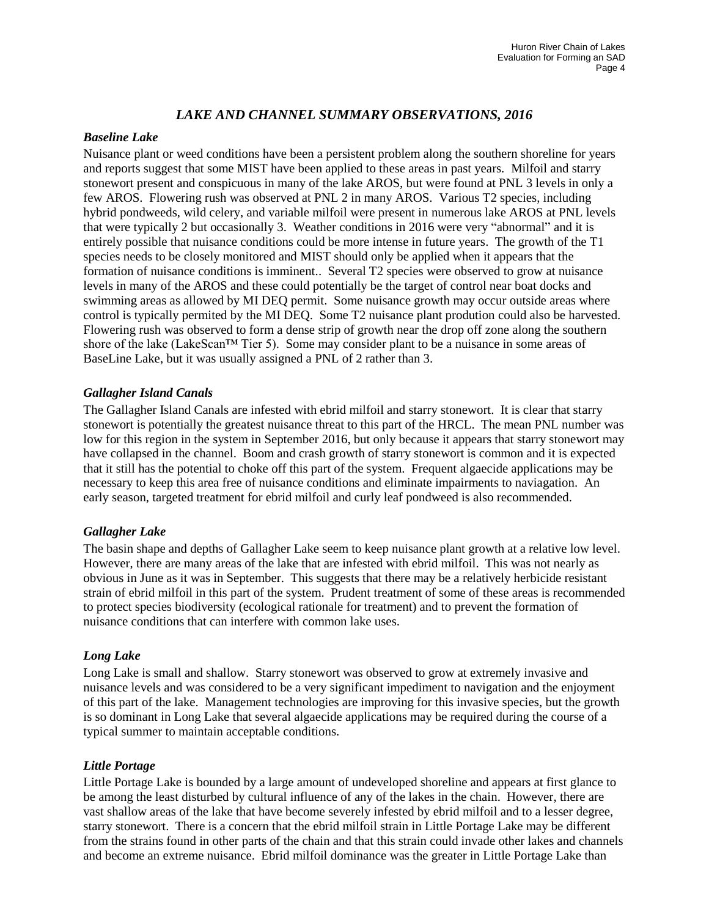## *LAKE AND CHANNEL SUMMARY OBSERVATIONS, 2016*

### *Baseline Lake*

Nuisance plant or weed conditions have been a persistent problem along the southern shoreline for years and reports suggest that some MIST have been applied to these areas in past years. Milfoil and starry stonewort present and conspicuous in many of the lake AROS, but were found at PNL 3 levels in only a few AROS. Flowering rush was observed at PNL 2 in many AROS. Various T2 species, including hybrid pondweeds, wild celery, and variable milfoil were present in numerous lake AROS at PNL levels that were typically 2 but occasionally 3. Weather conditions in 2016 were very "abnormal" and it is entirely possible that nuisance conditions could be more intense in future years. The growth of the T1 species needs to be closely monitored and MIST should only be applied when it appears that the formation of nuisance conditions is imminent.. Several T2 species were observed to grow at nuisance levels in many of the AROS and these could potentially be the target of control near boat docks and swimming areas as allowed by MI DEQ permit. Some nuisance growth may occur outside areas where control is typically permited by the MI DEQ. Some T2 nuisance plant prodution could also be harvested. Flowering rush was observed to form a dense strip of growth near the drop off zone along the southern shore of the lake (LakeScan™ Tier 5). Some may consider plant to be a nuisance in some areas of BaseLine Lake, but it was usually assigned a PNL of 2 rather than 3.

### *Gallagher Island Canals*

The Gallagher Island Canals are infested with ebrid milfoil and starry stonewort. It is clear that starry stonewort is potentially the greatest nuisance threat to this part of the HRCL. The mean PNL number was low for this region in the system in September 2016, but only because it appears that starry stonewort may have collapsed in the channel. Boom and crash growth of starry stonewort is common and it is expected that it still has the potential to choke off this part of the system. Frequent algaecide applications may be necessary to keep this area free of nuisance conditions and eliminate impairments to naviagation. An early season, targeted treatment for ebrid milfoil and curly leaf pondweed is also recommended.

### *Gallagher Lake*

The basin shape and depths of Gallagher Lake seem to keep nuisance plant growth at a relative low level. However, there are many areas of the lake that are infested with ebrid milfoil. This was not nearly as obvious in June as it was in September. This suggests that there may be a relatively herbicide resistant strain of ebrid milfoil in this part of the system. Prudent treatment of some of these areas is recommended to protect species biodiversity (ecological rationale for treatment) and to prevent the formation of nuisance conditions that can interfere with common lake uses.

### *Long Lake*

Long Lake is small and shallow. Starry stonewort was observed to grow at extremely invasive and nuisance levels and was considered to be a very significant impediment to navigation and the enjoyment of this part of the lake. Management technologies are improving for this invasive species, but the growth is so dominant in Long Lake that several algaecide applications may be required during the course of a typical summer to maintain acceptable conditions.

### *Little Portage*

Little Portage Lake is bounded by a large amount of undeveloped shoreline and appears at first glance to be among the least disturbed by cultural influence of any of the lakes in the chain. However, there are vast shallow areas of the lake that have become severely infested by ebrid milfoil and to a lesser degree, starry stonewort. There is a concern that the ebrid milfoil strain in Little Portage Lake may be different from the strains found in other parts of the chain and that this strain could invade other lakes and channels and become an extreme nuisance. Ebrid milfoil dominance was the greater in Little Portage Lake than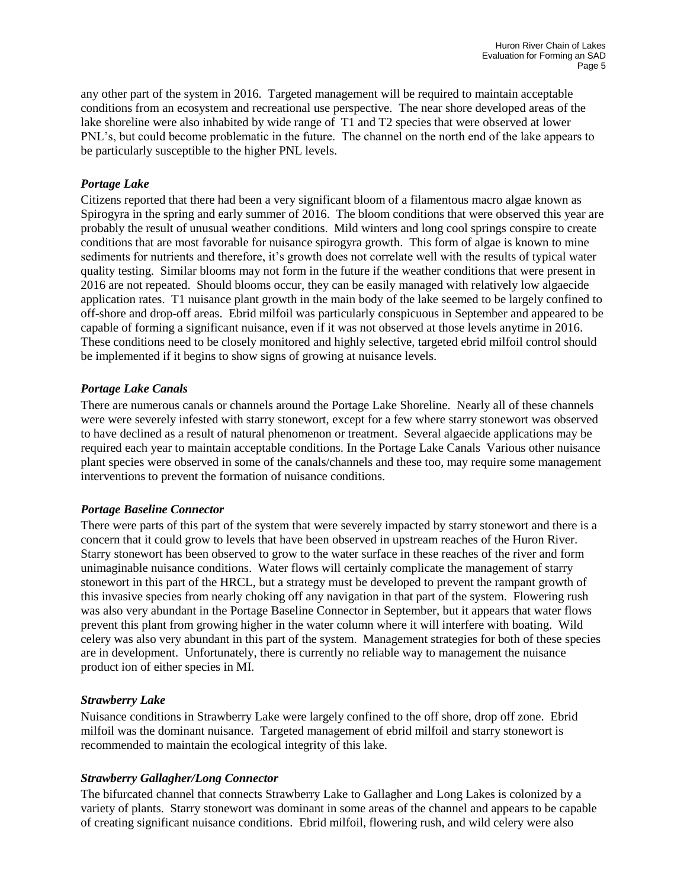any other part of the system in 2016. Targeted management will be required to maintain acceptable conditions from an ecosystem and recreational use perspective. The near shore developed areas of the lake shoreline were also inhabited by wide range of T1 and T2 species that were observed at lower PNL's, but could become problematic in the future. The channel on the north end of the lake appears to be particularly susceptible to the higher PNL levels.

### *Portage Lake*

Citizens reported that there had been a very significant bloom of a filamentous macro algae known as Spirogyra in the spring and early summer of 2016. The bloom conditions that were observed this year are probably the result of unusual weather conditions. Mild winters and long cool springs conspire to create conditions that are most favorable for nuisance spirogyra growth. This form of algae is known to mine sediments for nutrients and therefore, it's growth does not correlate well with the results of typical water quality testing. Similar blooms may not form in the future if the weather conditions that were present in 2016 are not repeated. Should blooms occur, they can be easily managed with relatively low algaecide application rates. T1 nuisance plant growth in the main body of the lake seemed to be largely confined to off-shore and drop-off areas. Ebrid milfoil was particularly conspicuous in September and appeared to be capable of forming a significant nuisance, even if it was not observed at those levels anytime in 2016. These conditions need to be closely monitored and highly selective, targeted ebrid milfoil control should be implemented if it begins to show signs of growing at nuisance levels.

### *Portage Lake Canals*

There are numerous canals or channels around the Portage Lake Shoreline. Nearly all of these channels were were severely infested with starry stonewort, except for a few where starry stonewort was observed to have declined as a result of natural phenomenon or treatment. Several algaecide applications may be required each year to maintain acceptable conditions. In the Portage Lake Canals Various other nuisance plant species were observed in some of the canals/channels and these too, may require some management interventions to prevent the formation of nuisance conditions.

### *Portage Baseline Connector*

There were parts of this part of the system that were severely impacted by starry stonewort and there is a concern that it could grow to levels that have been observed in upstream reaches of the Huron River. Starry stonewort has been observed to grow to the water surface in these reaches of the river and form unimaginable nuisance conditions. Water flows will certainly complicate the management of starry stonewort in this part of the HRCL, but a strategy must be developed to prevent the rampant growth of this invasive species from nearly choking off any navigation in that part of the system. Flowering rush was also very abundant in the Portage Baseline Connector in September, but it appears that water flows prevent this plant from growing higher in the water column where it will interfere with boating. Wild celery was also very abundant in this part of the system. Management strategies for both of these species are in development. Unfortunately, there is currently no reliable way to management the nuisance product ion of either species in MI.

### *Strawberry Lake*

Nuisance conditions in Strawberry Lake were largely confined to the off shore, drop off zone. Ebrid milfoil was the dominant nuisance. Targeted management of ebrid milfoil and starry stonewort is recommended to maintain the ecological integrity of this lake.

### *Strawberry Gallagher/Long Connector*

The bifurcated channel that connects Strawberry Lake to Gallagher and Long Lakes is colonized by a variety of plants. Starry stonewort was dominant in some areas of the channel and appears to be capable of creating significant nuisance conditions. Ebrid milfoil, flowering rush, and wild celery were also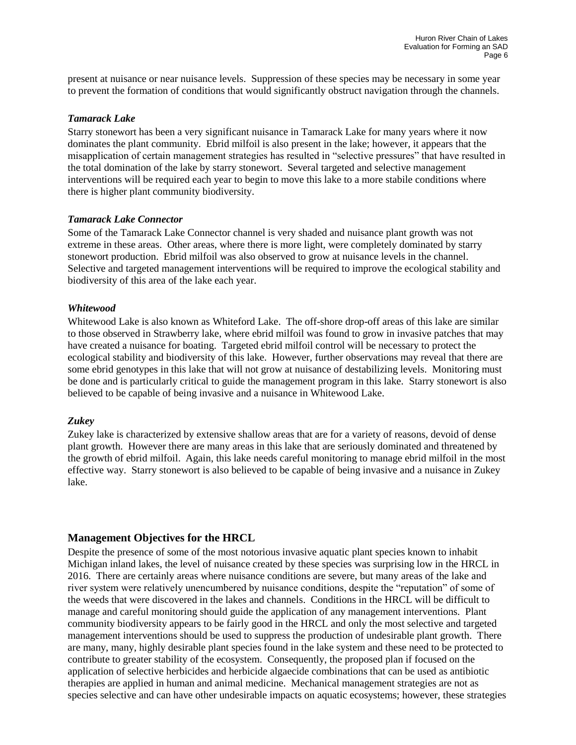present at nuisance or near nuisance levels. Suppression of these species may be necessary in some year to prevent the formation of conditions that would significantly obstruct navigation through the channels.

### *Tamarack Lake*

Starry stonewort has been a very significant nuisance in Tamarack Lake for many years where it now dominates the plant community. Ebrid milfoil is also present in the lake; however, it appears that the misapplication of certain management strategies has resulted in "selective pressures" that have resulted in the total domination of the lake by starry stonewort. Several targeted and selective management interventions will be required each year to begin to move this lake to a more stabile conditions where there is higher plant community biodiversity.

### *Tamarack Lake Connector*

Some of the Tamarack Lake Connector channel is very shaded and nuisance plant growth was not extreme in these areas. Other areas, where there is more light, were completely dominated by starry stonewort production. Ebrid milfoil was also observed to grow at nuisance levels in the channel. Selective and targeted management interventions will be required to improve the ecological stability and biodiversity of this area of the lake each year.

### *Whitewood*

Whitewood Lake is also known as Whiteford Lake. The off-shore drop-off areas of this lake are similar to those observed in Strawberry lake, where ebrid milfoil was found to grow in invasive patches that may have created a nuisance for boating. Targeted ebrid milfoil control will be necessary to protect the ecological stability and biodiversity of this lake. However, further observations may reveal that there are some ebrid genotypes in this lake that will not grow at nuisance of destabilizing levels. Monitoring must be done and is particularly critical to guide the management program in this lake. Starry stonewort is also believed to be capable of being invasive and a nuisance in Whitewood Lake.

### *Zukey*

Zukey lake is characterized by extensive shallow areas that are for a variety of reasons, devoid of dense plant growth. However there are many areas in this lake that are seriously dominated and threatened by the growth of ebrid milfoil. Again, this lake needs careful monitoring to manage ebrid milfoil in the most effective way. Starry stonewort is also believed to be capable of being invasive and a nuisance in Zukey lake.

## Management Objectives for the HRCL

Despite the presence of some of the most notorious invasive aquatic plant species known to inhabit Michigan inland lakes, the level of nuisance created by these species was surprising low in the HRCL in 2016. There are certainly areas where nuisance conditions are severe, but many areas of the lake and river system were relatively unencumbered by nuisance conditions, despite the "reputation" of some of the weeds that were discovered in the lakes and channels. Conditions in the HRCL will be difficult to manage and careful monitoring should guide the application of any management interventions. Plant community biodiversity appears to be fairly good in the HRCL and only the most selective and targeted management interventions should be used to suppress the production of undesirable plant growth. There are many, many, highly desirable plant species found in the lake system and these need to be protected to contribute to greater stability of the ecosystem. Consequently, the proposed plan if focused on the application of selective herbicides and herbicide algaecide combinations that can be used as antibiotic therapies are applied in human and animal medicine. Mechanical management strategies are not as species selective and can have other undesirable impacts on aquatic ecosystems; however, these strategies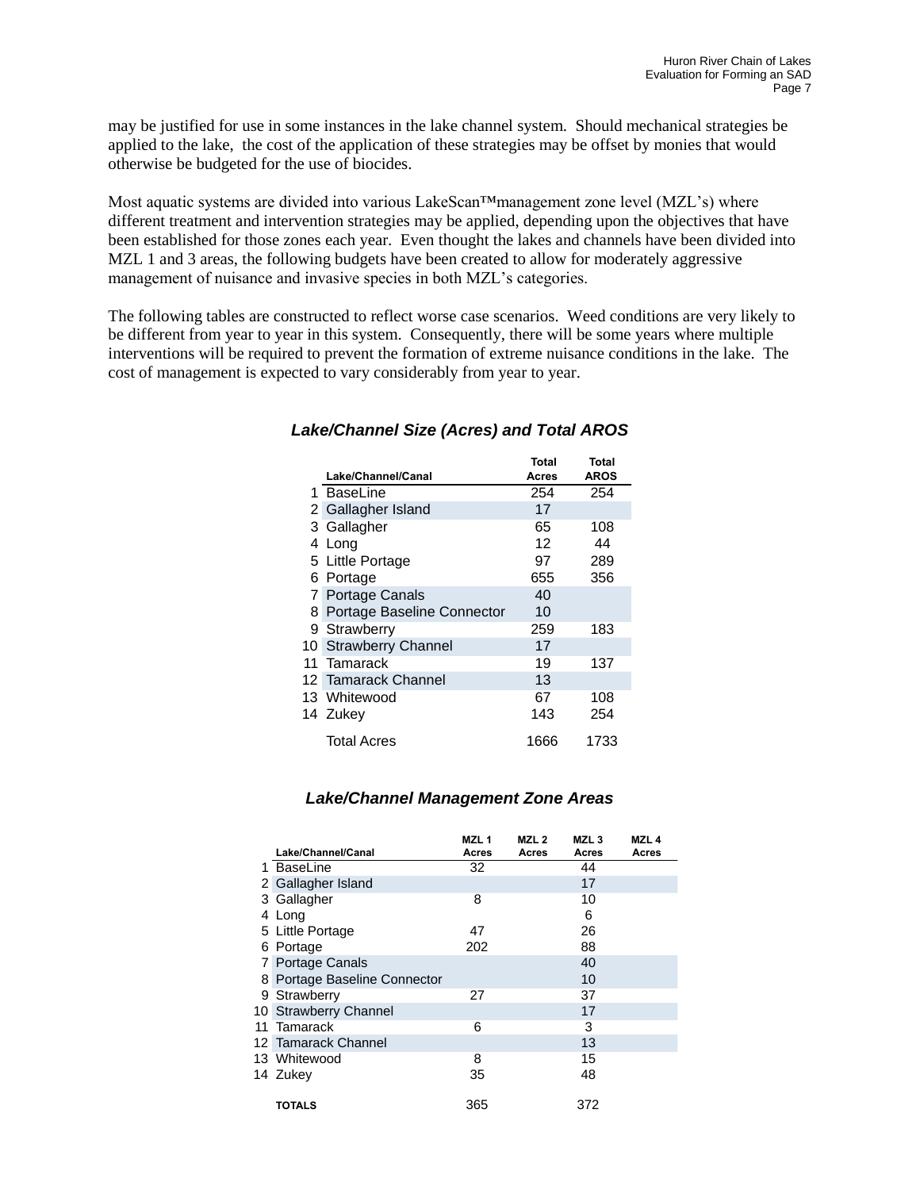may be justified for use in some instances in the lake channel system. Should mechanical strategies be applied to the lake, the cost of the application of these strategies may be offset by monies that would otherwise be budgeted for the use of biocides.

Most aquatic systems are divided into various LakeScan™management zone level (MZL's) where different treatment and intervention strategies may be applied, depending upon the objectives that have been established for those zones each year. Even thought the lakes and channels have been divided into MZL 1 and 3 areas, the following budgets have been created to allow for moderately aggressive management of nuisance and invasive species in both MZL's categories.

The following tables are constructed to reflect worse case scenarios. Weed conditions are very likely to be different from year to year in this system. Consequently, there will be some years where multiple interventions will be required to prevent the formation of extreme nuisance conditions in the lake. The cost of management is expected to vary considerably from year to year.

### *Lake/Channel Size (Acres) and Total AROS*

| | Lake/Channel/Canal | Total Acres | Total AROS |
|---|---|---|---|
| 1 | BaseLine | 254 | 254 |
| 2 | Gallagher Island | 17 | |
| 3 | Gallagher | 65 | 108 |
| 4 | Long | 12 | 44 |
| 5 | Little Portage | 97 | 289 |
| 6 | Portage | 655 | 356 |
| 7 | Portage Canals | 40 | |
| 8 | Portage Baseline Connector | 10 | |
| 9 | Strawberry | 259 | 183 |
| 10 | Strawberry Channel | 17 | |
| 11 | Tamarack | 19 | 137 |
| 12 | Tamarack Channel | 13 | |
| 13 | Whitewood | 67 | 108 |
| 14 | Zukey | 143 | 254 |
| | Total Acres | 1666 | 1733 |

### *Lake/Channel Management Zone Areas*

| | Lake/Channel/Canal | MZL 1 Acres | MZL 2 Acres | MZL 3 Acres | MZL 4 Acres |
|---|---|---|---|---|---|
| 1 | BaseLine | 32 | | 44 | |
| 2 | Gallagher Island | | | 17 | |
| 3 | Gallagher | 8 | | 10 | |
| 4 | Long | | | 6 | |
| 5 | Little Portage | 47 | | 26 | |
| 6 | Portage | 202 | | 88 | |
| 7 | Portage Canals | | | 40 | |
| 8 | Portage Baseline Connector | | | 10 | |
| 9 | Strawberry | 27 | | 37 | |
| 10 | Strawberry Channel | | | 17 | |
| 11 | Tamarack | 6 | | 3 | |
| 12 | Tamarack Channel | | | 13 | |
| 13 | Whitewood | 8 | | 15 | |
| 14 | Zukey | 35 | | 48 | |
| | **TOTALS** | 365 | | 372 | |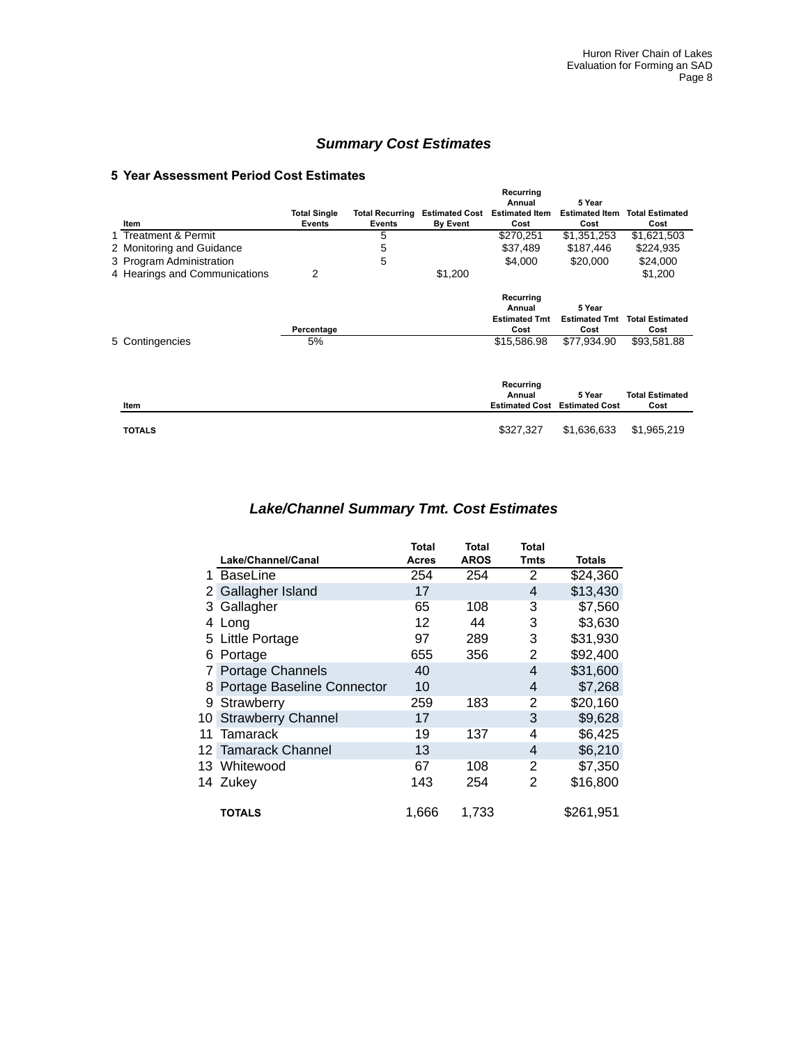## *Summary Cost Estimates*

### 5 Year Assessment Period Cost Estimates

| | Item | Total Single Events | Total Recurring Events | Estimated Cost By Event | Recurring Annual Estimated Item Cost | 5 Year Estimated Item Cost | Total Estimated Cost |
|---|---|---|---|---|---|---|---|
| 1 | Treatment & Permit | | 5 | | $270,251 | $1,351,253 | $1,621,503 |
| 2 | Monitoring and Guidance | | 5 | | $37,489 | $187,446 | $224,935 |
| 3 | Program Administration | | 5 | | $4,000 | $20,000 | $24,000 |
| 4 | Hearings and Communications | 2 | | $1,200 | | | $1,200 |

| | Item | Percentage | Recurring Annual Estimated Tmt Cost | 5 Year Estimated Tmt Cost | Total Estimated Cost |
|---|---|---|---|---|---|
| 5 | Contingencies | 5% | $15,586.98 | $77,934.90 | $93,581.88 |

| Item | Recurring Annual Estimated Cost | 5 Year Estimated Cost | Total Estimated Cost |
|---|---|---|---|
| **TOTALS** | $327,327 | $1,636,633 | $1,965,219 |

## *Lake/Channel Summary Tmt. Cost Estimates*

| | Lake/Channel/Canal | Total Acres | Total AROS | Total Tmts | Totals |
|---|---|---|---|---|---|
| 1 | BaseLine | 254 | 254 | 2 | $24,360 |
| 2 | Gallagher Island | 17 | | 4 | $13,430 |
| 3 | Gallagher | 65 | 108 | 3 | $7,560 |
| 4 | Long | 12 | 44 | 3 | $3,630 |
| 5 | Little Portage | 97 | 289 | 3 | $31,930 |
| 6 | Portage | 655 | 356 | 2 | $92,400 |
| 7 | Portage Channels | 40 | | 4 | $31,600 |
| 8 | Portage Baseline Connector | 10 | | 4 | $7,268 |
| 9 | Strawberry | 259 | 183 | 2 | $20,160 |
| 10 | Strawberry Channel | 17 | | 3 | $9,628 |
| 11 | Tamarack | 19 | 137 | 4 | $6,425 |
| 12 | Tamarack Channel | 13 | | 4 | $6,210 |
| 13 | Whitewood | 67 | 108 | 2 | $7,350 |
| 14 | Zukey | 143 | 254 | 2 | $16,800 |
| | **TOTALS** | 1,666 | 1,733 | | $261,951 |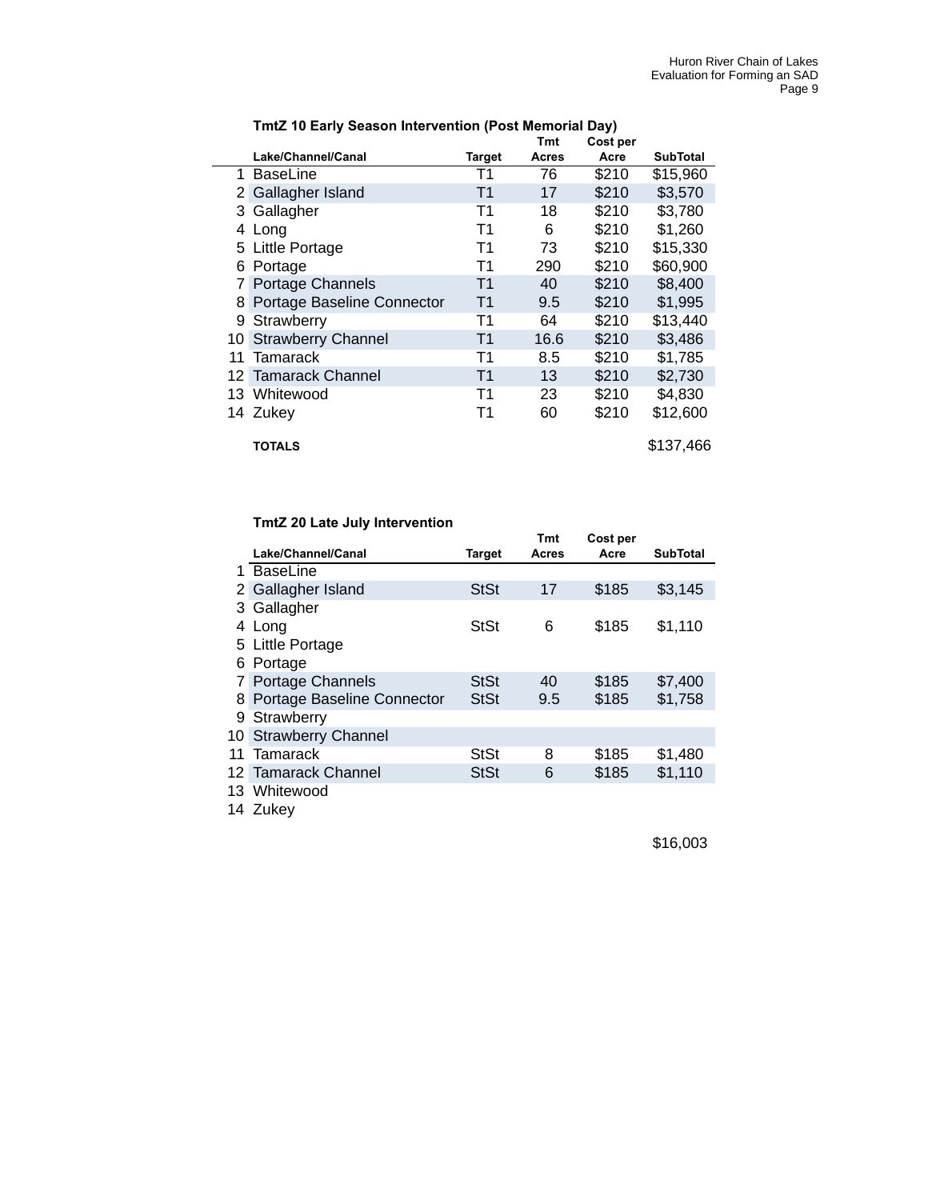### TmtZ 10 Early Season Intervention (Post Memorial Day)

| | Lake/Channel/Canal | Target | Tmt Acres | Cost per Acre | SubTotal |
|---|---|---|---|---|---|
| 1 | BaseLine | T1 | 76 | $210 | $15,960 |
| 2 | Gallagher Island | T1 | 17 | $210 | $3,570 |
| 3 | Gallagher | T1 | 18 | $210 | $3,780 |
| 4 | Long | T1 | 6 | $210 | $1,260 |
| 5 | Little Portage | T1 | 73 | $210 | $15,330 |
| 6 | Portage | T1 | 290 | $210 | $60,900 |
| 7 | Portage Channels | T1 | 40 | $210 | $8,400 |
| 8 | Portage Baseline Connector | T1 | 9.5 | $210 | $1,995 |
| 9 | Strawberry | T1 | 64 | $210 | $13,440 |
| 10 | Strawberry Channel | T1 | 16.6 | $210 | $3,486 |
| 11 | Tamarack | T1 | 8.5 | $210 | $1,785 |
| 12 | Tamarack Channel | T1 | 13 | $210 | $2,730 |
| 13 | Whitewood | T1 | 23 | $210 | $4,830 |
| 14 | Zukey | T1 | 60 | $210 | $12,600 |
| | **TOTALS** | | | | $137,466 |

### TmtZ 20 Late July Intervention

| | Lake/Channel/Canal | Target | Tmt Acres | Cost per Acre | SubTotal |
|---|---|---|---|---|---|
| 1 | BaseLine | | | | |
| 2 | Gallagher Island | StSt | 17 | $185 | $3,145 |
| 3 | Gallagher | | | | |
| 4 | Long | StSt | 6 | $185 | $1,110 |
| 5 | Little Portage | | | | |
| 6 | Portage | | | | |
| 7 | Portage Channels | StSt | 40 | $185 | $7,400 |
| 8 | Portage Baseline Connector | StSt | 9.5 | $185 | $1,758 |
| 9 | Strawberry | | | | |
| 10 | Strawberry Channel | | | | |
| 11 | Tamarack | StSt | 8 | $185 | $1,480 |
| 12 | Tamarack Channel | StSt | 6 | $185 | $1,110 |
| 13 | Whitewood | | | | |
| 14 | Zukey | | | | |
| | | | | | $16,003 |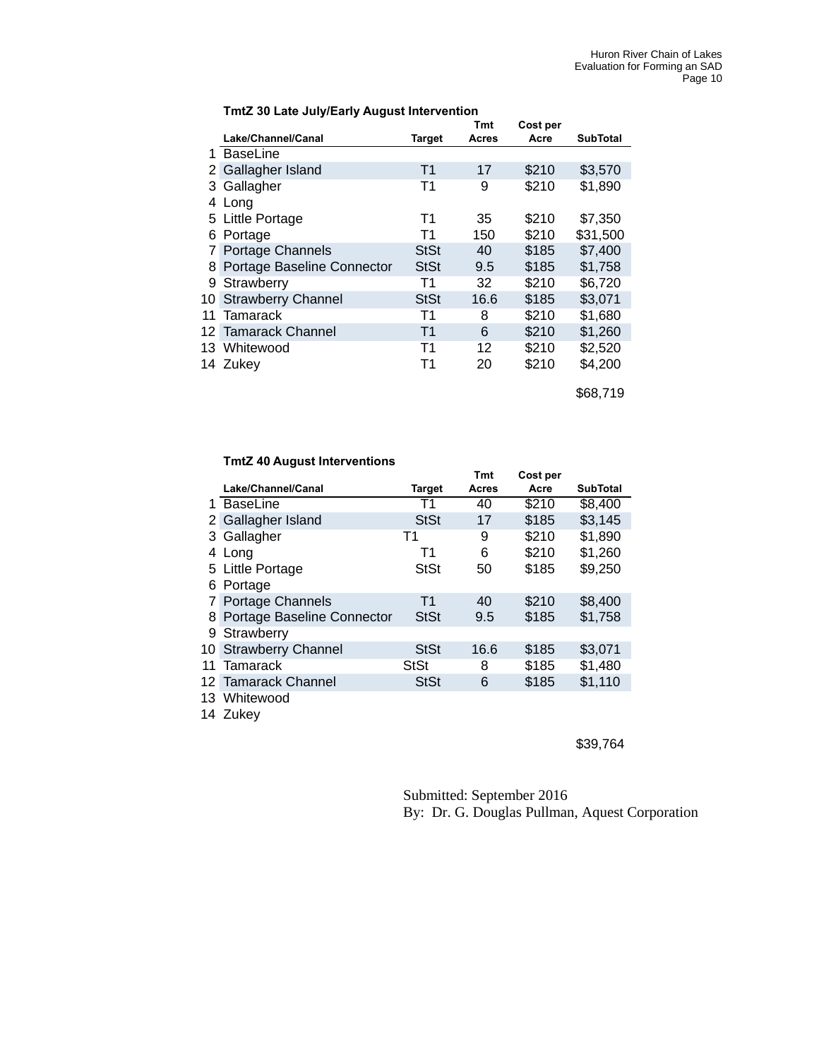**TmtZ 30 Late July/Early August Intervention**

| | Lake/Channel/Canal | Target | Tmt Acres | Cost per Acre | SubTotal |
|---|---|---|---|---|---|
| 1 | BaseLine | | | | |
| 2 | Gallagher Island | T1 | 17 | $210 | $3,570 |
| 3 | Gallagher | T1 | 9 | $210 | $1,890 |
| 4 | Long | | | | |
| 5 | Little Portage | T1 | 35 | $210 | $7,350 |
| 6 | Portage | T1 | 150 | $210 | $31,500 |
| 7 | Portage Channels | StSt | 40 | $185 | $7,400 |
| 8 | Portage Baseline Connector | StSt | 9.5 | $185 | $1,758 |
| 9 | Strawberry | T1 | 32 | $210 | $6,720 |
| 10 | Strawberry Channel | StSt | 16.6 | $185 | $3,071 |
| 11 | Tamarack | T1 | 8 | $210 | $1,680 |
| 12 | Tamarack Channel | T1 | 6 | $210 | $1,260 |
| 13 | Whitewood | T1 | 12 | $210 | $2,520 |
| 14 | Zukey | T1 | 20 | $210 | $4,200 |
| | | | | | $68,719 |

**TmtZ 40 August Interventions**

| | Lake/Channel/Canal | Target | Tmt Acres | Cost per Acre | SubTotal |
|---|---|---|---|---|---|
| 1 | BaseLine | T1 | 40 | $210 | $8,400 |
| 2 | Gallagher Island | StSt | 17 | $185 | $3,145 |
| 3 | Gallagher | T1 | 9 | $210 | $1,890 |
| 4 | Long | T1 | 6 | $210 | $1,260 |
| 5 | Little Portage | StSt | 50 | $185 | $9,250 |
| 6 | Portage | | | | |
| 7 | Portage Channels | T1 | 40 | $210 | $8,400 |
| 8 | Portage Baseline Connector | StSt | 9.5 | $185 | $1,758 |
| 9 | Strawberry | | | | |
| 10 | Strawberry Channel | StSt | 16.6 | $185 | $3,071 |
| 11 | Tamarack | StSt | 8 | $185 | $1,480 |
| 12 | Tamarack Channel | StSt | 6 | $185 | $1,110 |
| 13 | Whitewood | | | | |
| 14 | Zukey | | | | |
| | | | | | $39,764 |

Submitted: September 2016
By: Dr. G. Douglas Pullman, Aquest Corporation